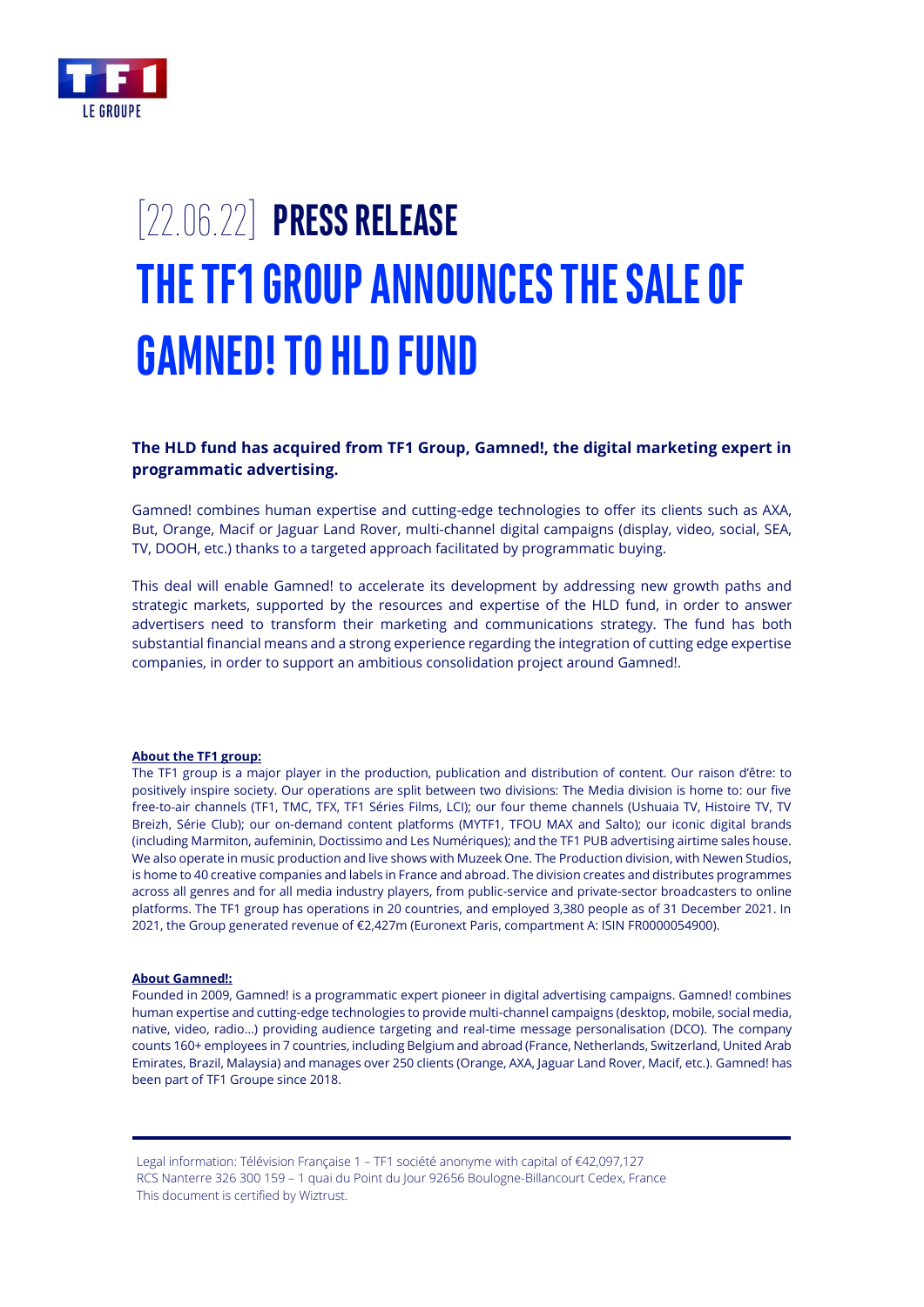[22.06.22] **PRESS RELEASE**

# THE TF1 GROUP ANNOUNCES THE SALE OF GAMNED! TO HLD FUND

**The HLD fund has acquired from TF1 Group, Gamned!, the digital marketing expert in programmatic advertising.**

Gamned! combines human expertise and cutting-edge technologies to offer its clients such as AXA, But, Orange, Macif or Jaguar Land Rover, multi-channel digital campaigns (display, video, social, SEA, TV, DOOH, etc.) thanks to a targeted approach facilitated by programmatic buying.

This deal will enable Gamned! to accelerate its development by addressing new growth paths and strategic markets, supported by the resources and expertise of the HLD fund, in order to answer advertisers need to transform their marketing and communications strategy. The fund has both substantial financial means and a strong experience regarding the integration of cutting edge expertise companies, in order to support an ambitious consolidation project around Gamned!.

**About the TF1 group:**

The TF1 group is a major player in the production, publication and distribution of content. Our raison d'être: to positively inspire society. Our operations are split between two divisions: The Media division is home to: our five free-to-air channels (TF1, TMC, TFX, TF1 Séries Films, LCI); our four theme channels (Ushuaia TV, Histoire TV, TV Breizh, Série Club); our on-demand content platforms (MYTF1, TFOU MAX and Salto); our iconic digital brands (including Marmiton, aufeminin, Doctissimo and Les Numériques); and the TF1 PUB advertising airtime sales house. We also operate in music production and live shows with Muzeek One. The Production division, with Newen Studios, is home to 40 creative companies and labels in France and abroad. The division creates and distributes programmes across all genres and for all media industry players, from public-service and private-sector broadcasters to online platforms. The TF1 group has operations in 20 countries, and employed 3,380 people as of 31 December 2021. In 2021, the Group generated revenue of €2,427m (Euronext Paris, compartment A: ISIN FR0000054900).

**About Gamned!:**

Founded in 2009, Gamned! is a programmatic expert pioneer in digital advertising campaigns. Gamned! combines human expertise and cutting-edge technologies to provide multi-channel campaigns (desktop, mobile, social media, native, video, radio...) providing audience targeting and real-time message personalisation (DCO). The company counts 160+ employees in 7 countries, including Belgium and abroad (France, Netherlands, Switzerland, United Arab Emirates, Brazil, Malaysia) and manages over 250 clients (Orange, AXA, Jaguar Land Rover, Macif, etc.). Gamned! has been part of TF1 Groupe since 2018.

Legal information: Télévision Française 1 – TF1 société anonyme with capital of €42,097,127
RCS Nanterre 326 300 159 – 1 quai du Point du Jour 92656 Boulogne-Billancourt Cedex, France
This document is certified by Wiztrust.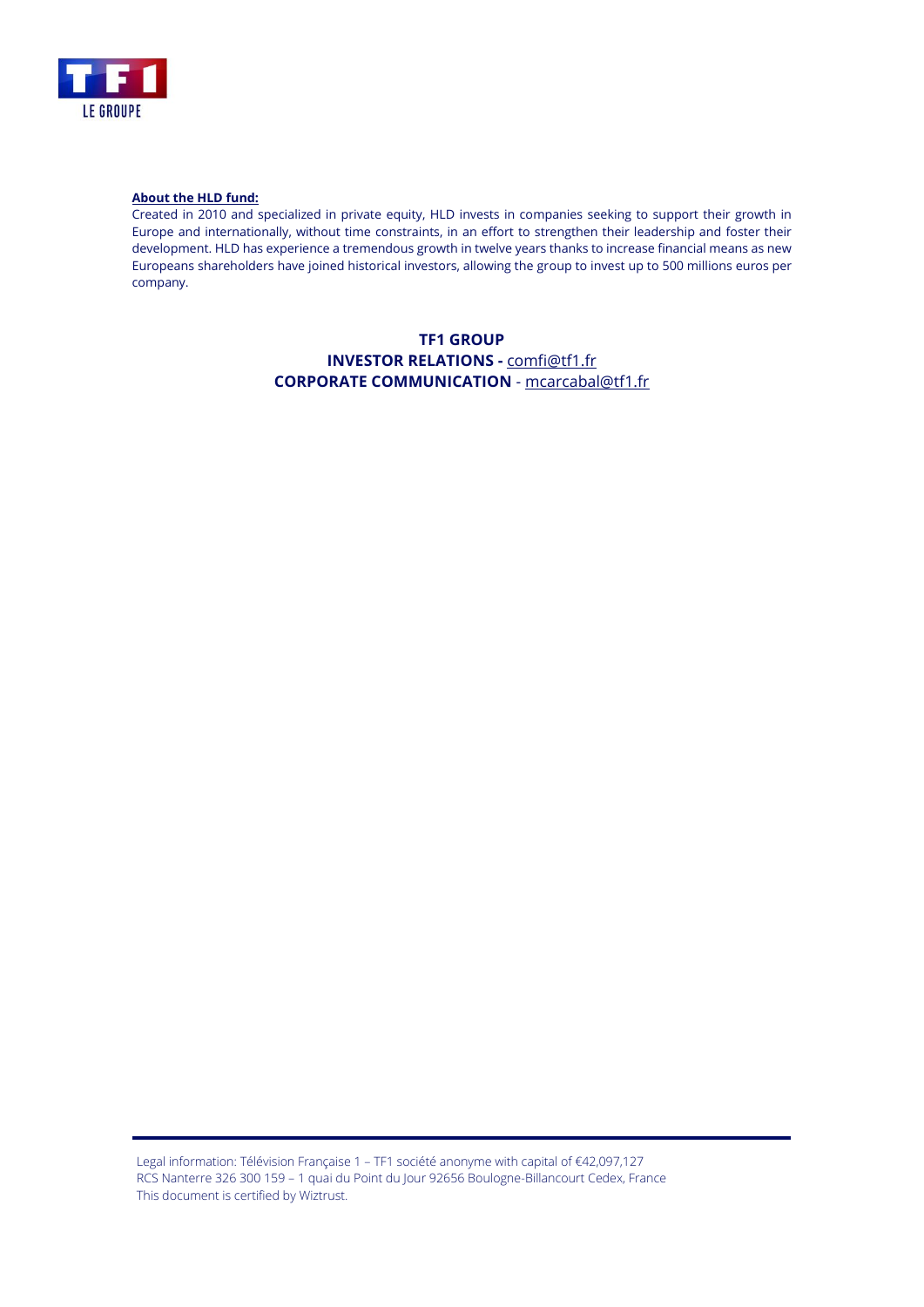**About the HLD fund:**

Created in 2010 and specialized in private equity, HLD invests in companies seeking to support their growth in Europe and internationally, without time constraints, in an effort to strengthen their leadership and foster their development. HLD has experience a tremendous growth in twelve years thanks to increase financial means as new Europeans shareholders have joined historical investors, allowing the group to invest up to 500 millions euros per company.

**TF1 GROUP**

**INVESTOR RELATIONS -** comfi@tf1.fr

**CORPORATE COMMUNICATION** - mcarcabal@tf1.fr

Legal information: Télévision Française 1 – TF1 société anonyme with capital of €42,097,127
RCS Nanterre 326 300 159 – 1 quai du Point du Jour 92656 Boulogne-Billancourt Cedex, France
This document is certified by Wiztrust.